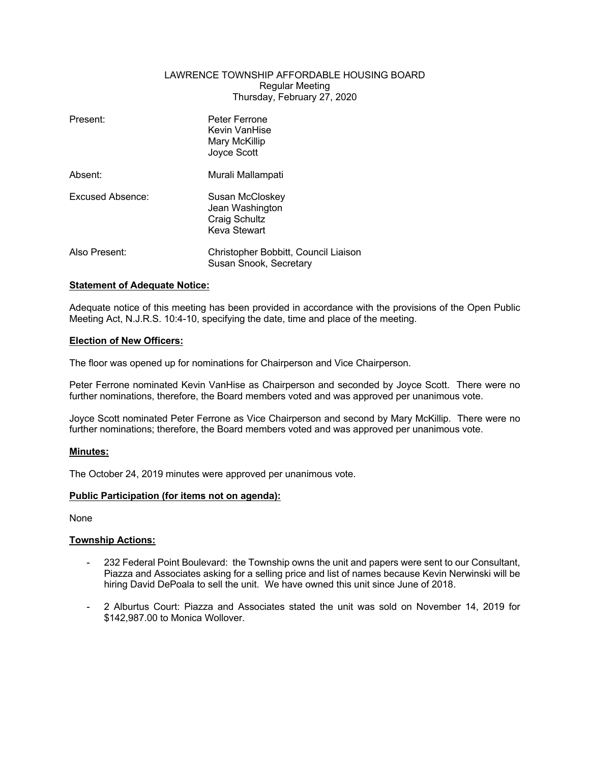LAWRENCE TOWNSHIP AFFORDABLE HOUSING BOARD
Regular Meeting
Thursday, February 27, 2020

| | |
|---|---|
| Present: | Peter Ferrone<br>Kevin VanHise<br>Mary McKillip<br>Joyce Scott |
| Absent: | Murali Mallampati |
| Excused Absence: | Susan McCloskey<br>Jean Washington<br>Craig Schultz<br>Keva Stewart |
| Also Present: | Christopher Bobbitt, Council Liaison<br>Susan Snook, Secretary |

**Statement of Adequate Notice:**

Adequate notice of this meeting has been provided in accordance with the provisions of the Open Public Meeting Act, N.J.R.S. 10:4-10, specifying the date, time and place of the meeting.

**Election of New Officers:**

The floor was opened up for nominations for Chairperson and Vice Chairperson.

Peter Ferrone nominated Kevin VanHise as Chairperson and seconded by Joyce Scott. There were no further nominations, therefore, the Board members voted and was approved per unanimous vote.

Joyce Scott nominated Peter Ferrone as Vice Chairperson and second by Mary McKillip. There were no further nominations; therefore, the Board members voted and was approved per unanimous vote.

**Minutes:**

The October 24, 2019 minutes were approved per unanimous vote.

**Public Participation (for items not on agenda):**

None

**Township Actions:**

- 232 Federal Point Boulevard: the Township owns the unit and papers were sent to our Consultant, Piazza and Associates asking for a selling price and list of names because Kevin Nerwinski will be hiring David DePoala to sell the unit. We have owned this unit since June of 2018.
- 2 Alburtus Court: Piazza and Associates stated the unit was sold on November 14, 2019 for $142,987.00 to Monica Wollover.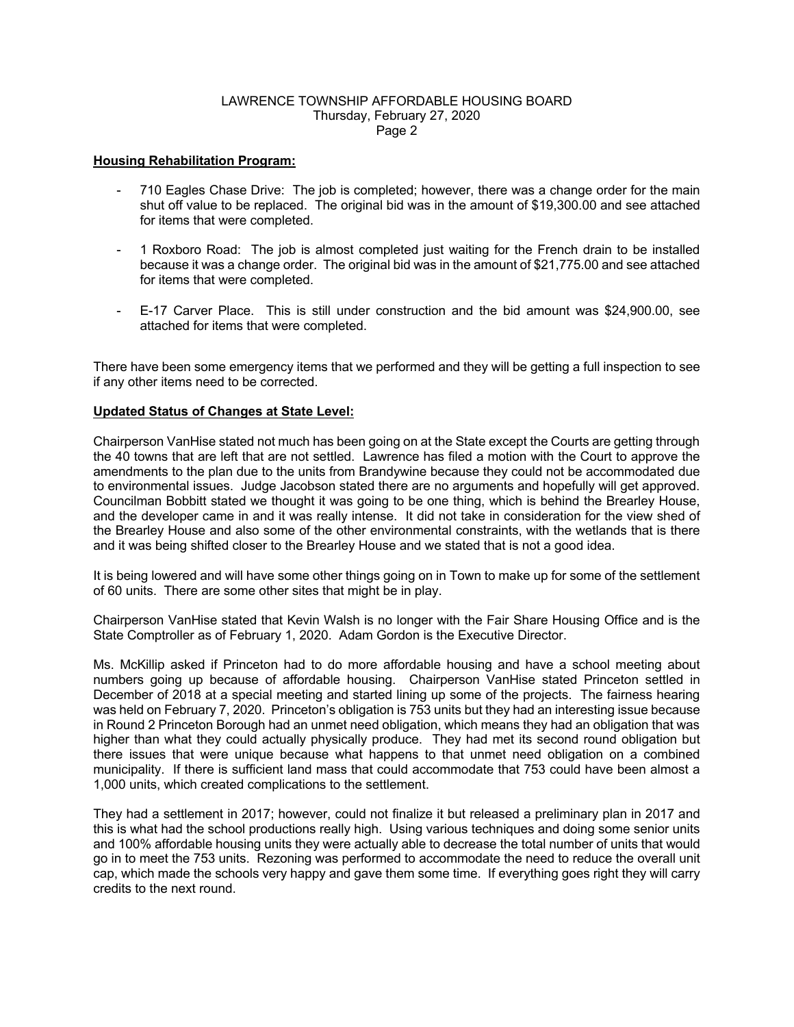## Housing Rehabilitation Program:

- 710 Eagles Chase Drive: The job is completed; however, there was a change order for the main shut off value to be replaced. The original bid was in the amount of $19,300.00 and see attached for items that were completed.

- 1 Roxboro Road: The job is almost completed just waiting for the French drain to be installed because it was a change order. The original bid was in the amount of $21,775.00 and see attached for items that were completed.

- E-17 Carver Place. This is still under construction and the bid amount was $24,900.00, see attached for items that were completed.

There have been some emergency items that we performed and they will be getting a full inspection to see if any other items need to be corrected.

## Updated Status of Changes at State Level:

Chairperson VanHise stated not much has been going on at the State except the Courts are getting through the 40 towns that are left that are not settled. Lawrence has filed a motion with the Court to approve the amendments to the plan due to the units from Brandywine because they could not be accommodated due to environmental issues. Judge Jacobson stated there are no arguments and hopefully will get approved. Councilman Bobbitt stated we thought it was going to be one thing, which is behind the Brearley House, and the developer came in and it was really intense. It did not take in consideration for the view shed of the Brearley House and also some of the other environmental constraints, with the wetlands that is there and it was being shifted closer to the Brearley House and we stated that is not a good idea.

It is being lowered and will have some other things going on in Town to make up for some of the settlement of 60 units. There are some other sites that might be in play.

Chairperson VanHise stated that Kevin Walsh is no longer with the Fair Share Housing Office and is the State Comptroller as of February 1, 2020. Adam Gordon is the Executive Director.

Ms. McKillip asked if Princeton had to do more affordable housing and have a school meeting about numbers going up because of affordable housing. Chairperson VanHise stated Princeton settled in December of 2018 at a special meeting and started lining up some of the projects. The fairness hearing was held on February 7, 2020. Princeton's obligation is 753 units but they had an interesting issue because in Round 2 Princeton Borough had an unmet need obligation, which means they had an obligation that was higher than what they could actually physically produce. They had met its second round obligation but there issues that were unique because what happens to that unmet need obligation on a combined municipality. If there is sufficient land mass that could accommodate that 753 could have been almost a 1,000 units, which created complications to the settlement.

They had a settlement in 2017; however, could not finalize it but released a preliminary plan in 2017 and this is what had the school productions really high. Using various techniques and doing some senior units and 100% affordable housing units they were actually able to decrease the total number of units that would go in to meet the 753 units. Rezoning was performed to accommodate the need to reduce the overall unit cap, which made the schools very happy and gave them some time. If everything goes right they will carry credits to the next round.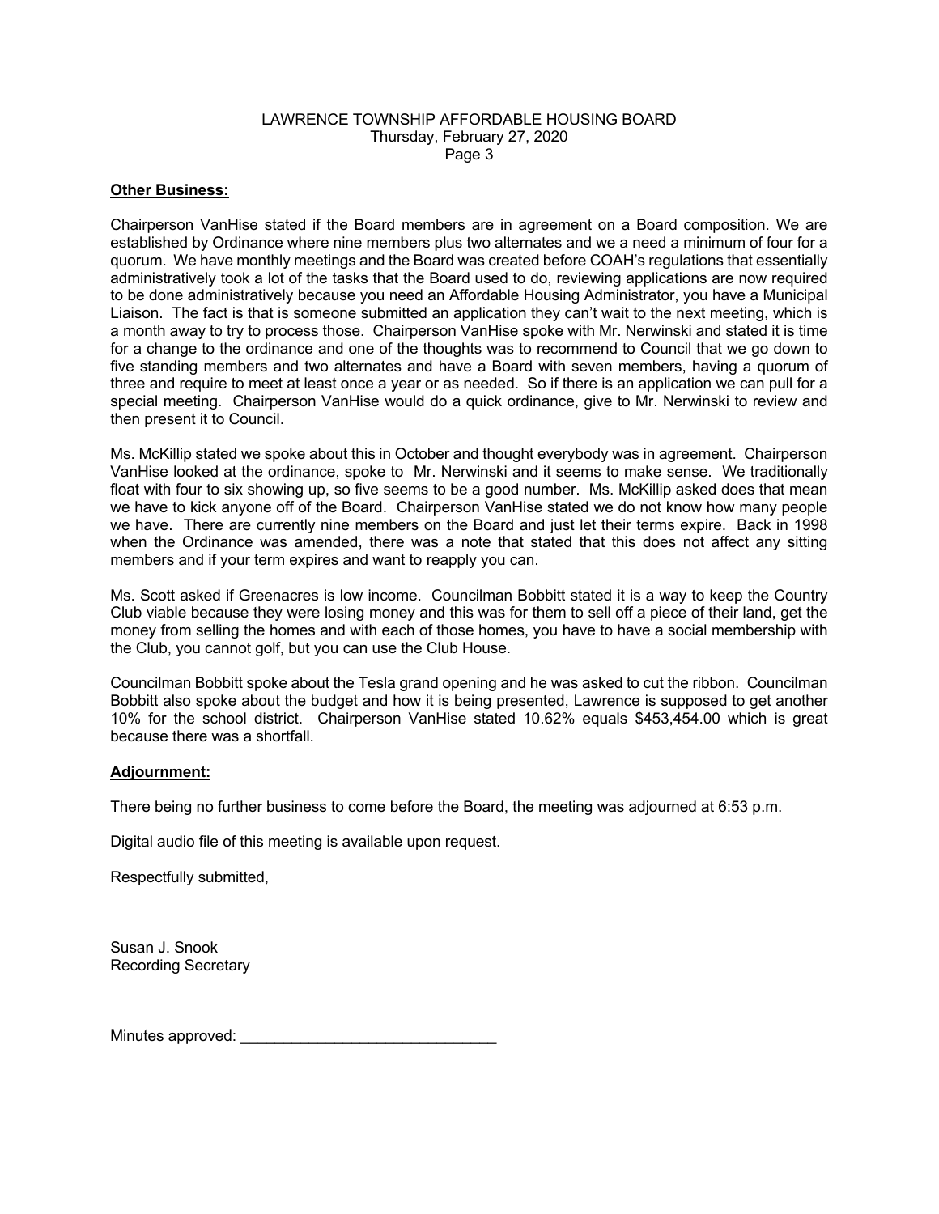**Other Business:**

Chairperson VanHise stated if the Board members are in agreement on a Board composition. We are established by Ordinance where nine members plus two alternates and we a need a minimum of four for a quorum. We have monthly meetings and the Board was created before COAH's regulations that essentially administratively took a lot of the tasks that the Board used to do, reviewing applications are now required to be done administratively because you need an Affordable Housing Administrator, you have a Municipal Liaison. The fact is that is someone submitted an application they can't wait to the next meeting, which is a month away to try to process those. Chairperson VanHise spoke with Mr. Nerwinski and stated it is time for a change to the ordinance and one of the thoughts was to recommend to Council that we go down to five standing members and two alternates and have a Board with seven members, having a quorum of three and require to meet at least once a year or as needed. So if there is an application we can pull for a special meeting. Chairperson VanHise would do a quick ordinance, give to Mr. Nerwinski to review and then present it to Council.

Ms. McKillip stated we spoke about this in October and thought everybody was in agreement. Chairperson VanHise looked at the ordinance, spoke to Mr. Nerwinski and it seems to make sense. We traditionally float with four to six showing up, so five seems to be a good number. Ms. McKillip asked does that mean we have to kick anyone off of the Board. Chairperson VanHise stated we do not know how many people we have. There are currently nine members on the Board and just let their terms expire. Back in 1998 when the Ordinance was amended, there was a note that stated that this does not affect any sitting members and if your term expires and want to reapply you can.

Ms. Scott asked if Greenacres is low income. Councilman Bobbitt stated it is a way to keep the Country Club viable because they were losing money and this was for them to sell off a piece of their land, get the money from selling the homes and with each of those homes, you have to have a social membership with the Club, you cannot golf, but you can use the Club House.

Councilman Bobbitt spoke about the Tesla grand opening and he was asked to cut the ribbon. Councilman Bobbitt also spoke about the budget and how it is being presented, Lawrence is supposed to get another 10% for the school district. Chairperson VanHise stated 10.62% equals $453,454.00 which is great because there was a shortfall.

**Adjournment:**

There being no further business to come before the Board, the meeting was adjourned at 6:53 p.m.

Digital audio file of this meeting is available upon request.

Respectfully submitted,

Susan J. Snook
Recording Secretary

Minutes approved: ______________________________